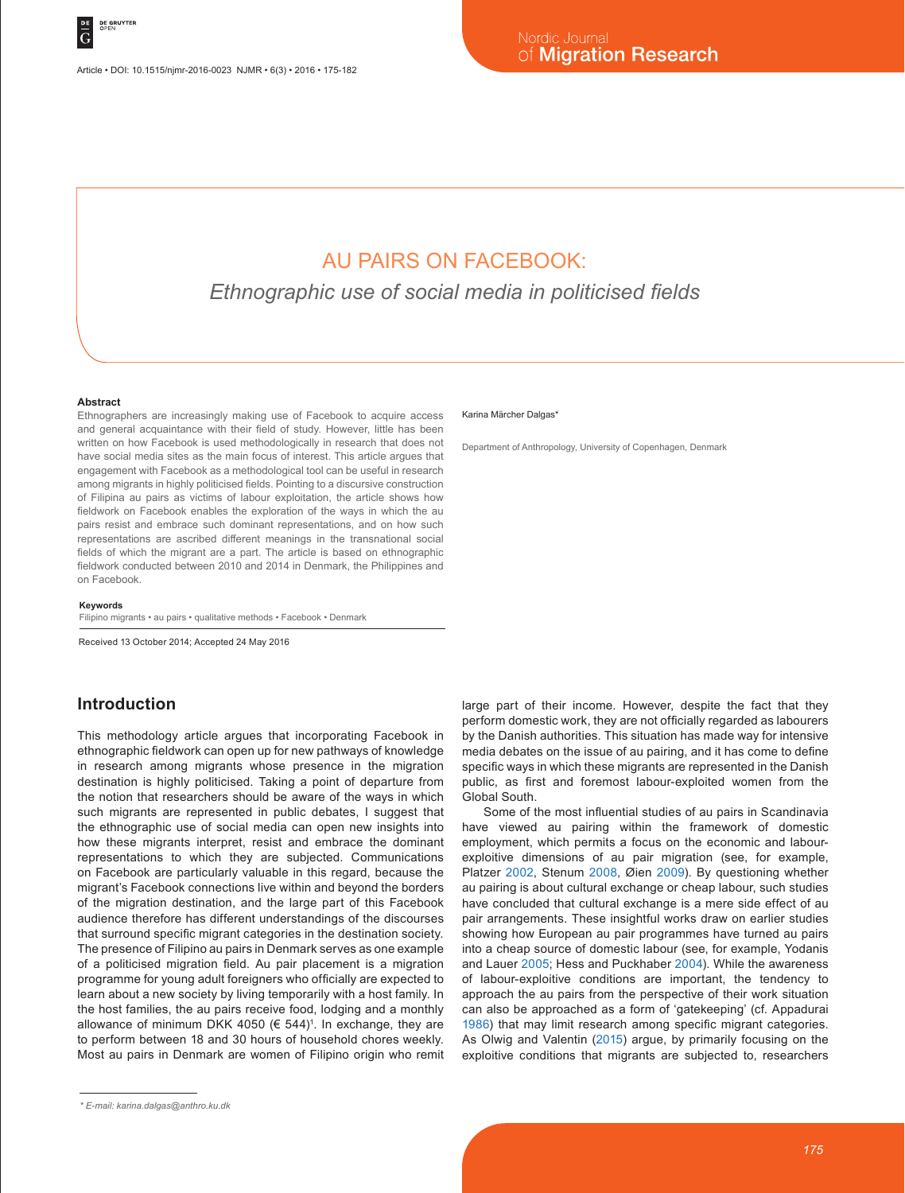# AU PAIRS ON FACEBOOK:

## *Ethnographic use of social media in politicised fields*

Karina Märcher Dalgas*

Department of Anthropology, University of Copenhagen, Denmark

### Abstract

Ethnographers are increasingly making use of Facebook to acquire access and general acquaintance with their field of study. However, little has been written on how Facebook is used methodologically in research that does not have social media sites as the main focus of interest. This article argues that engagement with Facebook as a methodological tool can be useful in research among migrants in highly politicised fields. Pointing to a discursive construction of Filipina au pairs as victims of labour exploitation, the article shows how fieldwork on Facebook enables the exploration of the ways in which the au pairs resist and embrace such dominant representations, and on how such representations are ascribed different meanings in the transnational social fields of which the migrant are a part. The article is based on ethnographic fieldwork conducted between 2010 and 2014 in Denmark, the Philippines and on Facebook.

### Keywords

Filipino migrants • au pairs • qualitative methods • Facebook • Denmark

Received 13 October 2014; Accepted 24 May 2016

## Introduction

This methodology article argues that incorporating Facebook in ethnographic fieldwork can open up for new pathways of knowledge in research among migrants whose presence in the migration destination is highly politicised. Taking a point of departure from the notion that researchers should be aware of the ways in which such migrants are represented in public debates, I suggest that the ethnographic use of social media can open new insights into how these migrants interpret, resist and embrace the dominant representations to which they are subjected. Communications on Facebook are particularly valuable in this regard, because the migrant's Facebook connections live within and beyond the borders of the migration destination, and the large part of this Facebook audience therefore has different understandings of the discourses that surround specific migrant categories in the destination society. The presence of Filipino au pairs in Denmark serves as one example of a politicised migration field. Au pair placement is a migration programme for young adult foreigners who officially are expected to learn about a new society by living temporarily with a host family. In the host families, the au pairs receive food, lodging and a monthly allowance of minimum DKK 4050 (€ 544)[1]. In exchange, they are to perform between 18 and 30 hours of household chores weekly. Most au pairs in Denmark are women of Filipino origin who remit large part of their income. However, despite the fact that they perform domestic work, they are not officially regarded as labourers by the Danish authorities. This situation has made way for intensive media debates on the issue of au pairing, and it has come to define specific ways in which these migrants are represented in the Danish public, as first and foremost labour-exploited women from the Global South.

Some of the most influential studies of au pairs in Scandinavia have viewed au pairing within the framework of domestic employment, which permits a focus on the economic and labour-exploitive dimensions of au pair migration (see, for example, Platzer 2002, Stenum 2008, Øien 2009). By questioning whether au pairing is about cultural exchange or cheap labour, such studies have concluded that cultural exchange is a mere side effect of au pair arrangements. These insightful works draw on earlier studies showing how European au pair programmes have turned au pairs into a cheap source of domestic labour (see, for example, Yodanis and Lauer 2005; Hess and Puckhaber 2004). While the awareness of labour-exploitive conditions are important, the tendency to approach the au pairs from the perspective of their work situation can also be approached as a form of 'gatekeeping' (cf. Appadurai 1986) that may limit research among specific migrant categories. As Olwig and Valentin (2015) argue, by primarily focusing on the exploitive conditions that migrants are subjected to, researchers

---

* E-mail: karina.dalgas@anthro.ku.dk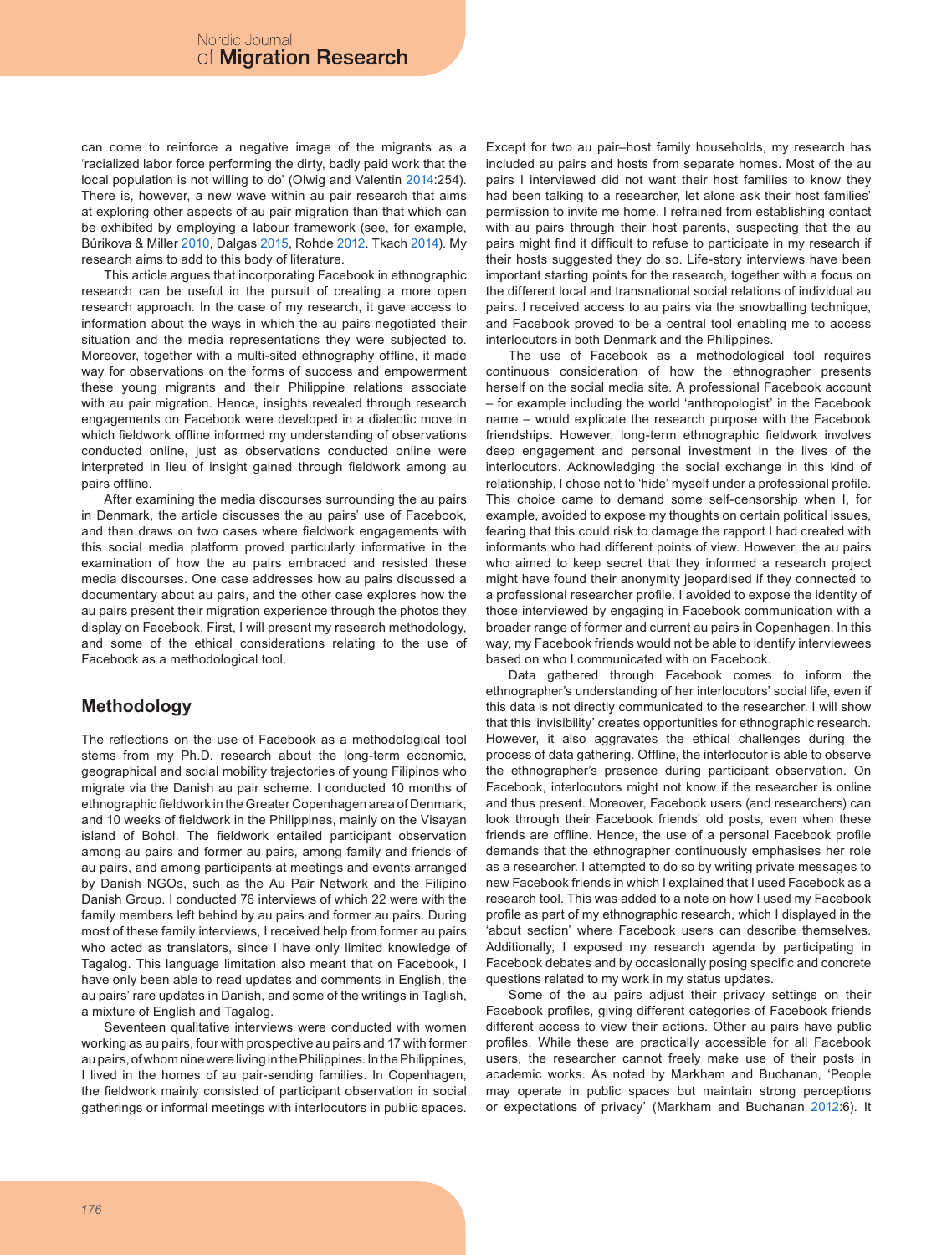can come to reinforce a negative image of the migrants as a 'racialized labor force performing the dirty, badly paid work that the local population is not willing to do' (Olwig and Valentin 2014:254). There is, however, a new wave within au pair research that aims at exploring other aspects of au pair migration than that which can be exhibited by employing a labour framework (see, for example, Búriková & Miller 2010, Dalgas 2015, Rohde 2012. Tkach 2014). My research aims to add to this body of literature.

This article argues that incorporating Facebook in ethnographic research can be useful in the pursuit of creating a more open research approach. In the case of my research, it gave access to information about the ways in which the au pairs negotiated their situation and the media representations they were subjected to. Moreover, together with a multi-sited ethnography offline, it made way for observations on the forms of success and empowerment these young migrants and their Philippine relations associate with au pair migration. Hence, insights revealed through research engagements on Facebook were developed in a dialectic move in which fieldwork offline informed my understanding of observations conducted online, just as observations conducted online were interpreted in lieu of insight gained through fieldwork among au pairs offline.

After examining the media discourses surrounding the au pairs in Denmark, the article discusses the au pairs' use of Facebook, and then draws on two cases where fieldwork engagements with this social media platform proved particularly informative in the examination of how the au pairs embraced and resisted these media discourses. One case addresses how au pairs discussed a documentary about au pairs, and the other case explores how the au pairs present their migration experience through the photos they display on Facebook. First, I will present my research methodology, and some of the ethical considerations relating to the use of Facebook as a methodological tool.

## Methodology

The reflections on the use of Facebook as a methodological tool stems from my Ph.D. research about the long-term economic, geographical and social mobility trajectories of young Filipinos who migrate via the Danish au pair scheme. I conducted 10 months of ethnographic fieldwork in the Greater Copenhagen area of Denmark, and 10 weeks of fieldwork in the Philippines, mainly on the Visayan island of Bohol. The fieldwork entailed participant observation among au pairs and former au pairs, among family and friends of au pairs, and among participants at meetings and events arranged by Danish NGOs, such as the Au Pair Network and the Filipino Danish Group. I conducted 76 interviews of which 22 were with the family members left behind by au pairs and former au pairs. During most of these family interviews, I received help from former au pairs who acted as translators, since I have only limited knowledge of Tagalog. This language limitation also meant that on Facebook, I have only been able to read updates and comments in English, the au pairs' rare updates in Danish, and some of the writings in Taglish, a mixture of English and Tagalog.

Seventeen qualitative interviews were conducted with women working as au pairs, four with prospective au pairs and 17 with former au pairs, of whom nine were living in the Philippines. In the Philippines, I lived in the homes of au pair-sending families. In Copenhagen, the fieldwork mainly consisted of participant observation in social gatherings or informal meetings with interlocutors in public spaces. Except for two au pair–host family households, my research has included au pairs and hosts from separate homes. Most of the au pairs I interviewed did not want their host families to know they had been talking to a researcher, let alone ask their host families' permission to invite me home. I refrained from establishing contact with au pairs through their host parents, suspecting that the au pairs might find it difficult to refuse to participate in my research if their hosts suggested they do so. Life-story interviews have been important starting points for the research, together with a focus on the different local and transnational social relations of individual au pairs. I received access to au pairs via the snowballing technique, and Facebook proved to be a central tool enabling me to access interlocutors in both Denmark and the Philippines.

The use of Facebook as a methodological tool requires continuous consideration of how the ethnographer presents herself on the social media site. A professional Facebook account – for example including the world 'anthropologist' in the Facebook name – would explicate the research purpose with the Facebook friendships. However, long-term ethnographic fieldwork involves deep engagement and personal investment in the lives of the interlocutors. Acknowledging the social exchange in this kind of relationship, I chose not to 'hide' myself under a professional profile. This choice came to demand some self-censorship when I, for example, avoided to expose my thoughts on certain political issues, fearing that this could risk to damage the rapport I had created with informants who had different points of view. However, the au pairs who aimed to keep secret that they informed a research project might have found their anonymity jeopardised if they connected to a professional researcher profile. I avoided to expose the identity of those interviewed by engaging in Facebook communication with a broader range of former and current au pairs in Copenhagen. In this way, my Facebook friends would not be able to identify interviewees based on who I communicated with on Facebook.

Data gathered through Facebook comes to inform the ethnographer's understanding of her interlocutors' social life, even if this data is not directly communicated to the researcher. I will show that this 'invisibility' creates opportunities for ethnographic research. However, it also aggravates the ethical challenges during the process of data gathering. Offline, the interlocutor is able to observe the ethnographer's presence during participant observation. On Facebook, interlocutors might not know if the researcher is online and thus present. Moreover, Facebook users (and researchers) can look through their Facebook friends' old posts, even when these friends are offline. Hence, the use of a personal Facebook profile demands that the ethnographer continuously emphasises her role as a researcher. I attempted to do so by writing private messages to new Facebook friends in which I explained that I used Facebook as a research tool. This was added to a note on how I used my Facebook profile as part of my ethnographic research, which I displayed in the 'about section' where Facebook users can describe themselves. Additionally, I exposed my research agenda by participating in Facebook debates and by occasionally posing specific and concrete questions related to my work in my status updates.

Some of the au pairs adjust their privacy settings on their Facebook profiles, giving different categories of Facebook friends different access to view their actions. Other au pairs have public profiles. While these are practically accessible for all Facebook users, the researcher cannot freely make use of their posts in academic works. As noted by Markham and Buchanan, 'People may operate in public spaces but maintain strong perceptions or expectations of privacy' (Markham and Buchanan 2012:6). It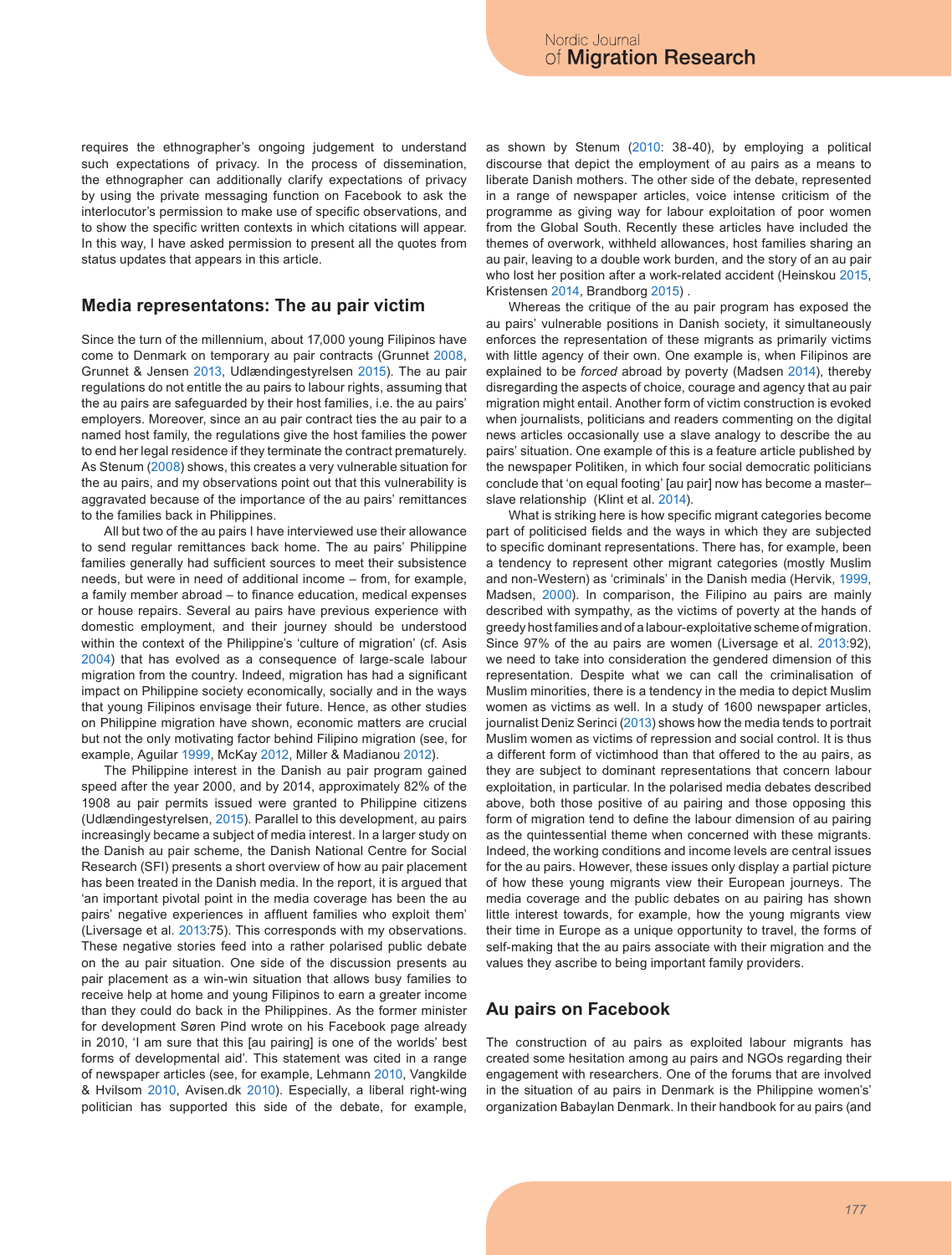requires the ethnographer's ongoing judgement to understand such expectations of privacy. In the process of dissemination, the ethnographer can additionally clarify expectations of privacy by using the private messaging function on Facebook to ask the interlocutor's permission to make use of specific observations, and to show the specific written contexts in which citations will appear. In this way, I have asked permission to present all the quotes from status updates that appears in this article.

## Media representatons: The au pair victim

Since the turn of the millennium, about 17,000 young Filipinos have come to Denmark on temporary au pair contracts (Grunnet 2008, Grunnet & Jensen 2013, Udlændingestyrelsen 2015). The au pair regulations do not entitle the au pairs to labour rights, assuming that the au pairs are safeguarded by their host families, i.e. the au pairs' employers. Moreover, since an au pair contract ties the au pair to a named host family, the regulations give the host families the power to end her legal residence if they terminate the contract prematurely. As Stenum (2008) shows, this creates a very vulnerable situation for the au pairs, and my observations point out that this vulnerability is aggravated because of the importance of the au pairs' remittances to the families back in Philippines.

All but two of the au pairs I have interviewed use their allowance to send regular remittances back home. The au pairs' Philippine families generally had sufficient sources to meet their subsistence needs, but were in need of additional income – from, for example, a family member abroad – to finance education, medical expenses or house repairs. Several au pairs have previous experience with domestic employment, and their journey should be understood within the context of the Philippine's 'culture of migration' (cf. Asis 2004) that has evolved as a consequence of large-scale labour migration from the country. Indeed, migration has had a significant impact on Philippine society economically, socially and in the ways that young Filipinos envisage their future. Hence, as other studies on Philippine migration have shown, economic matters are crucial but not the only motivating factor behind Filipino migration (see, for example, Aguilar 1999, McKay 2012, Miller & Madianou 2012).

The Philippine interest in the Danish au pair program gained speed after the year 2000, and by 2014, approximately 82% of the 1908 au pair permits issued were granted to Philippine citizens (Udlændingestyrelsen, 2015). Parallel to this development, au pairs increasingly became a subject of media interest. In a larger study on the Danish au pair scheme, the Danish National Centre for Social Research (SFI) presents a short overview of how au pair placement has been treated in the Danish media. In the report, it is argued that 'an important pivotal point in the media coverage has been the au pairs' negative experiences in affluent families who exploit them' (Liversage et al. 2013:75). This corresponds with my observations. These negative stories feed into a rather polarised public debate on the au pair situation. One side of the discussion presents au pair placement as a win-win situation that allows busy families to receive help at home and young Filipinos to earn a greater income than they could do back in the Philippines. As the former minister for development Søren Pind wrote on his Facebook page already in 2010, 'I am sure that this [au pairing] is one of the worlds' best forms of developmental aid'. This statement was cited in a range of newspaper articles (see, for example, Lehmann 2010, Vangkilde & Hvilsom 2010, Avisen.dk 2010). Especially, a liberal right-wing politician has supported this side of the debate, for example, as shown by Stenum (2010: 38-40), by employing a political discourse that depict the employment of au pairs as a means to liberate Danish mothers. The other side of the debate, represented in a range of newspaper articles, voice intense criticism of the programme as giving way for labour exploitation of poor women from the Global South. Recently these articles have included the themes of overwork, withheld allowances, host families sharing an au pair, leaving to a double work burden, and the story of an au pair who lost her position after a work-related accident (Heinskou 2015, Kristensen 2014, Brandborg 2015) .

Whereas the critique of the au pair program has exposed the au pairs' vulnerable positions in Danish society, it simultaneously enforces the representation of these migrants as primarily victims with little agency of their own. One example is, when Filipinos are explained to be *forced* abroad by poverty (Madsen 2014), thereby disregarding the aspects of choice, courage and agency that au pair migration might entail. Another form of victim construction is evoked when journalists, politicians and readers commenting on the digital news articles occasionally use a slave analogy to describe the au pairs' situation. One example of this is a feature article published by the newspaper Politiken, in which four social democratic politicians conclude that 'on equal footing' [au pair] now has become a master–slave relationship (Klint et al. 2014).

What is striking here is how specific migrant categories become part of politicised fields and the ways in which they are subjected to specific dominant representations. There has, for example, been a tendency to represent other migrant categories (mostly Muslim and non-Western) as 'criminals' in the Danish media (Hervik, 1999, Madsen, 2000). In comparison, the Filipino au pairs are mainly described with sympathy, as the victims of poverty at the hands of greedy host families and of a labour-exploitative scheme of migration. Since 97% of the au pairs are women (Liversage et al. 2013:92), we need to take into consideration the gendered dimension of this representation. Despite what we can call the criminalisation of Muslim minorities, there is a tendency in the media to depict Muslim women as victims as well. In a study of 1600 newspaper articles, journalist Deniz Serinci (2013) shows how the media tends to portrait Muslim women as victims of repression and social control. It is thus a different form of victimhood than that offered to the au pairs, as they are subject to dominant representations that concern labour exploitation, in particular. In the polarised media debates described above, both those positive of au pairing and those opposing this form of migration tend to define the labour dimension of au pairing as the quintessential theme when concerned with these migrants. Indeed, the working conditions and income levels are central issues for the au pairs. However, these issues only display a partial picture of how these young migrants view their European journeys. The media coverage and the public debates on au pairing has shown little interest towards, for example, how the young migrants view their time in Europe as a unique opportunity to travel, the forms of self-making that the au pairs associate with their migration and the values they ascribe to being important family providers.

## Au pairs on Facebook

The construction of au pairs as exploited labour migrants has created some hesitation among au pairs and NGOs regarding their engagement with researchers. One of the forums that are involved in the situation of au pairs in Denmark is the Philippine women's' organization Babaylan Denmark. In their handbook for au pairs (and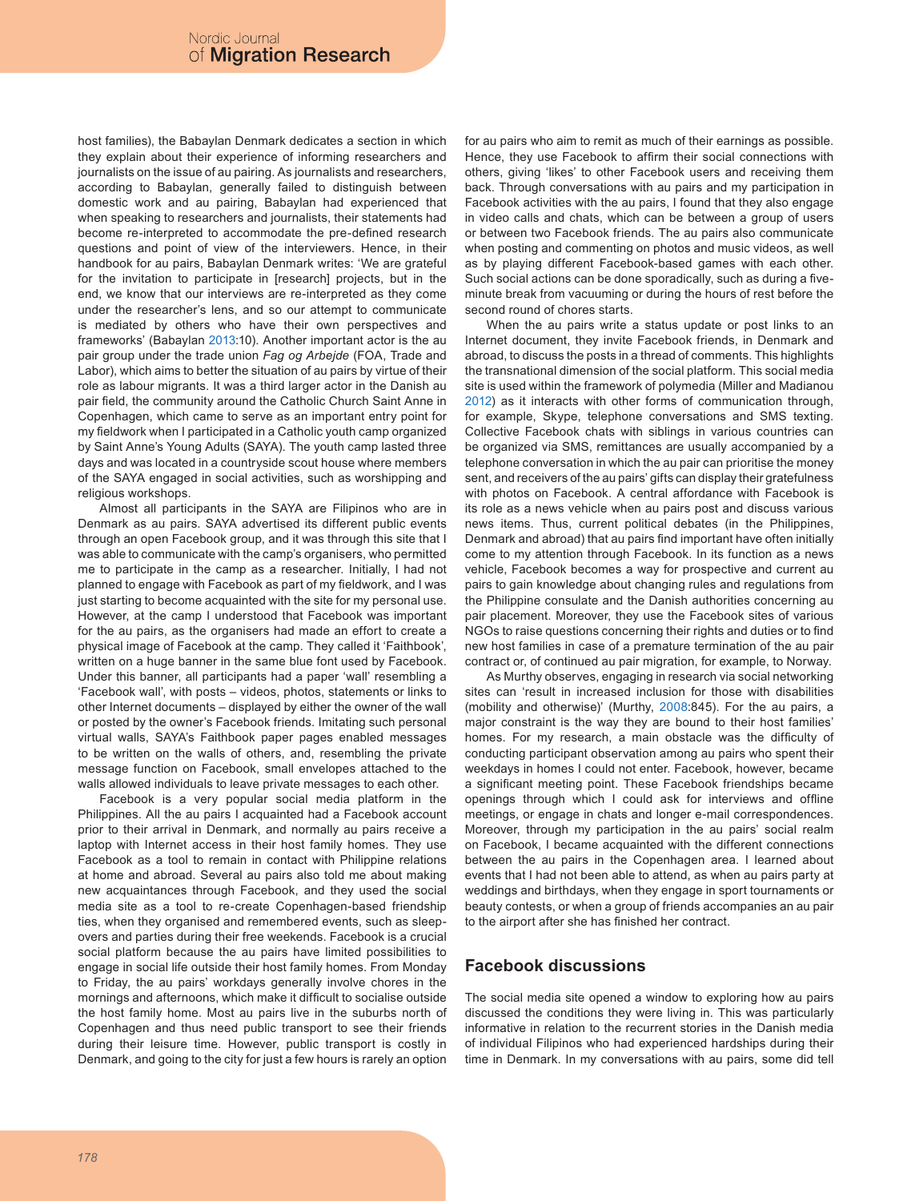host families), the Babaylan Denmark dedicates a section in which they explain about their experience of informing researchers and journalists on the issue of au pairing. As journalists and researchers, according to Babaylan, generally failed to distinguish between domestic work and au pairing, Babaylan had experienced that when speaking to researchers and journalists, their statements had become re-interpreted to accommodate the pre-defined research questions and point of view of the interviewers. Hence, in their handbook for au pairs, Babaylan Denmark writes: 'We are grateful for the invitation to participate in [research] projects, but in the end, we know that our interviews are re-interpreted as they come under the researcher's lens, and so our attempt to communicate is mediated by others who have their own perspectives and frameworks' (Babaylan 2013:10). Another important actor is the au pair group under the trade union *Fag og Arbejde* (FOA, Trade and Labor), which aims to better the situation of au pairs by virtue of their role as labour migrants. It was a third larger actor in the Danish au pair field, the community around the Catholic Church Saint Anne in Copenhagen, which came to serve as an important entry point for my fieldwork when I participated in a Catholic youth camp organized by Saint Anne's Young Adults (SAYA). The youth camp lasted three days and was located in a countryside scout house where members of the SAYA engaged in social activities, such as worshipping and religious workshops.

Almost all participants in the SAYA are Filipinos who are in Denmark as au pairs. SAYA advertised its different public events through an open Facebook group, and it was through this site that I was able to communicate with the camp's organisers, who permitted me to participate in the camp as a researcher. Initially, I had not planned to engage with Facebook as part of my fieldwork, and I was just starting to become acquainted with the site for my personal use. However, at the camp I understood that Facebook was important for the au pairs, as the organisers had made an effort to create a physical image of Facebook at the camp. They called it 'Faithbook', written on a huge banner in the same blue font used by Facebook. Under this banner, all participants had a paper 'wall' resembling a 'Facebook wall', with posts – videos, photos, statements or links to other Internet documents – displayed by either the owner of the wall or posted by the owner's Facebook friends. Imitating such personal virtual walls, SAYA's Faithbook paper pages enabled messages to be written on the walls of others, and, resembling the private message function on Facebook, small envelopes attached to the walls allowed individuals to leave private messages to each other.

Facebook is a very popular social media platform in the Philippines. All the au pairs I acquainted had a Facebook account prior to their arrival in Denmark, and normally au pairs receive a laptop with Internet access in their host family homes. They use Facebook as a tool to remain in contact with Philippine relations at home and abroad. Several au pairs also told me about making new acquaintances through Facebook, and they used the social media site as a tool to re-create Copenhagen-based friendship ties, when they organised and remembered events, such as sleep-overs and parties during their free weekends. Facebook is a crucial social platform because the au pairs have limited possibilities to engage in social life outside their host family homes. From Monday to Friday, the au pairs' workdays generally involve chores in the mornings and afternoons, which make it difficult to socialise outside the host family home. Most au pairs live in the suburbs north of Copenhagen and thus need public transport to see their friends during their leisure time. However, public transport is costly in Denmark, and going to the city for just a few hours is rarely an option for au pairs who aim to remit as much of their earnings as possible. Hence, they use Facebook to affirm their social connections with others, giving 'likes' to other Facebook users and receiving them back. Through conversations with au pairs and my participation in Facebook activities with the au pairs, I found that they also engage in video calls and chats, which can be between a group of users or between two Facebook friends. The au pairs also communicate when posting and commenting on photos and music videos, as well as by playing different Facebook-based games with each other. Such social actions can be done sporadically, such as during a five-minute break from vacuuming or during the hours of rest before the second round of chores starts.

When the au pairs write a status update or post links to an Internet document, they invite Facebook friends, in Denmark and abroad, to discuss the posts in a thread of comments. This highlights the transnational dimension of the social platform. This social media site is used within the framework of polymedia (Miller and Madianou 2012) as it interacts with other forms of communication through, for example, Skype, telephone conversations and SMS texting. Collective Facebook chats with siblings in various countries can be organized via SMS, remittances are usually accompanied by a telephone conversation in which the au pair can prioritise the money sent, and receivers of the au pairs' gifts can display their gratefulness with photos on Facebook. A central affordance with Facebook is its role as a news vehicle when au pairs post and discuss various news items. Thus, current political debates (in the Philippines, Denmark and abroad) that au pairs find important have often initially come to my attention through Facebook. In its function as a news vehicle, Facebook becomes a way for prospective and current au pairs to gain knowledge about changing rules and regulations from the Philippine consulate and the Danish authorities concerning au pair placement. Moreover, they use the Facebook sites of various NGOs to raise questions concerning their rights and duties or to find new host families in case of a premature termination of the au pair contract or, of continued au pair migration, for example, to Norway.

As Murthy observes, engaging in research via social networking sites can 'result in increased inclusion for those with disabilities (mobility and otherwise)' (Murthy, 2008:845). For the au pairs, a major constraint is the way they are bound to their host families' homes. For my research, a main obstacle was the difficulty of conducting participant observation among au pairs who spent their weekdays in homes I could not enter. Facebook, however, became a significant meeting point. These Facebook friendships became openings through which I could ask for interviews and offline meetings, or engage in chats and longer e-mail correspondences. Moreover, through my participation in the au pairs' social realm on Facebook, I became acquainted with the different connections between the au pairs in the Copenhagen area. I learned about events that I had not been able to attend, as when au pairs party at weddings and birthdays, when they engage in sport tournaments or beauty contests, or when a group of friends accompanies an au pair to the airport after she has finished her contract.

## Facebook discussions

The social media site opened a window to exploring how au pairs discussed the conditions they were living in. This was particularly informative in relation to the recurrent stories in the Danish media of individual Filipinos who had experienced hardships during their time in Denmark. In my conversations with au pairs, some did tell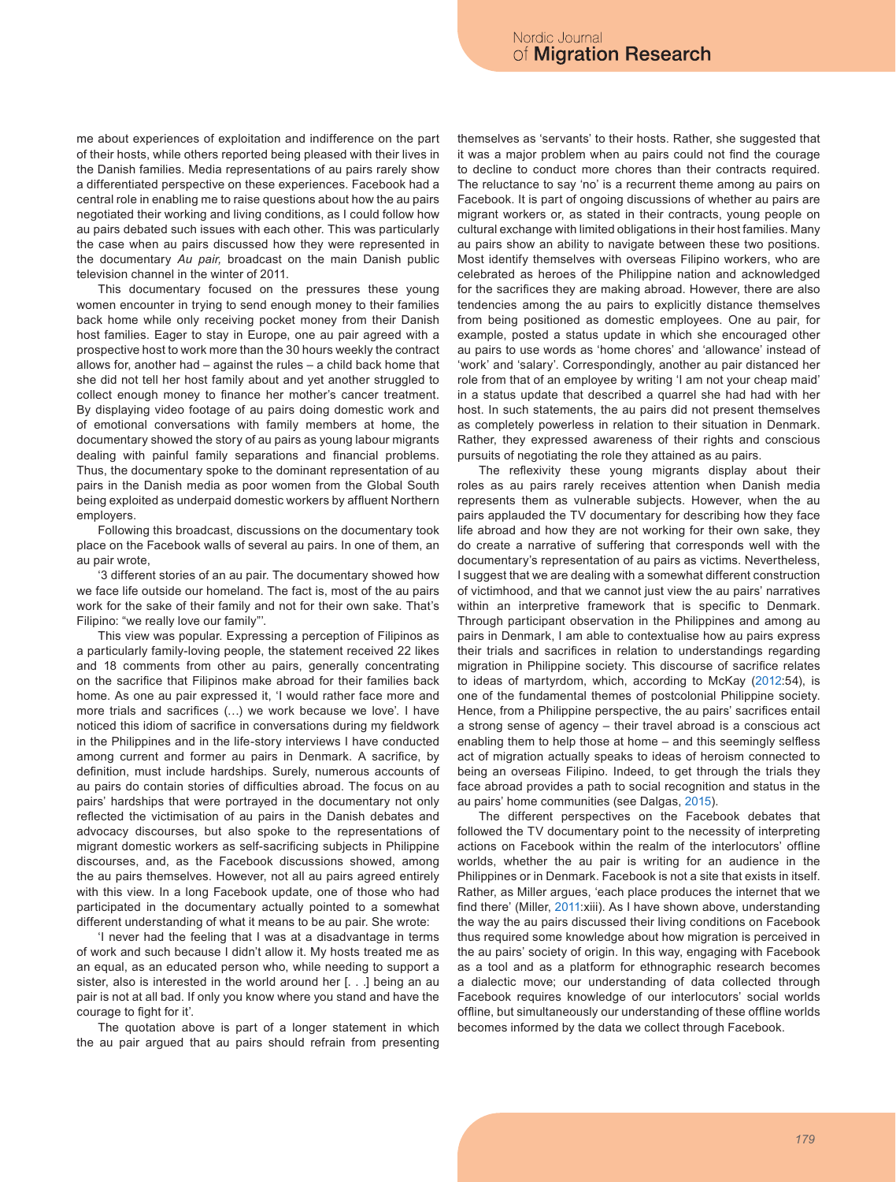me about experiences of exploitation and indifference on the part of their hosts, while others reported being pleased with their lives in the Danish families. Media representations of au pairs rarely show a differentiated perspective on these experiences. Facebook had a central role in enabling me to raise questions about how the au pairs negotiated their working and living conditions, as I could follow how au pairs debated such issues with each other. This was particularly the case when au pairs discussed how they were represented in the documentary *Au pair,* broadcast on the main Danish public television channel in the winter of 2011.

This documentary focused on the pressures these young women encounter in trying to send enough money to their families back home while only receiving pocket money from their Danish host families. Eager to stay in Europe, one au pair agreed with a prospective host to work more than the 30 hours weekly the contract allows for, another had – against the rules – a child back home that she did not tell her host family about and yet another struggled to collect enough money to finance her mother's cancer treatment. By displaying video footage of au pairs doing domestic work and of emotional conversations with family members at home, the documentary showed the story of au pairs as young labour migrants dealing with painful family separations and financial problems. Thus, the documentary spoke to the dominant representation of au pairs in the Danish media as poor women from the Global South being exploited as underpaid domestic workers by affluent Northern employers.

Following this broadcast, discussions on the documentary took place on the Facebook walls of several au pairs. In one of them, an au pair wrote,

'3 different stories of an au pair. The documentary showed how we face life outside our homeland. The fact is, most of the au pairs work for the sake of their family and not for their own sake. That's Filipino: "we really love our family"'.

This view was popular. Expressing a perception of Filipinos as a particularly family-loving people, the statement received 22 likes and 18 comments from other au pairs, generally concentrating on the sacrifice that Filipinos make abroad for their families back home. As one au pair expressed it, 'I would rather face more and more trials and sacrifices (…) we work because we love'. I have noticed this idiom of sacrifice in conversations during my fieldwork in the Philippines and in the life-story interviews I have conducted among current and former au pairs in Denmark. A sacrifice, by definition, must include hardships. Surely, numerous accounts of au pairs do contain stories of difficulties abroad. The focus on au pairs' hardships that were portrayed in the documentary not only reflected the victimisation of au pairs in the Danish debates and advocacy discourses, but also spoke to the representations of migrant domestic workers as self-sacrificing subjects in Philippine discourses, and, as the Facebook discussions showed, among the au pairs themselves. However, not all au pairs agreed entirely with this view. In a long Facebook update, one of those who had participated in the documentary actually pointed to a somewhat different understanding of what it means to be au pair. She wrote:

'I never had the feeling that I was at a disadvantage in terms of work and such because I didn't allow it. My hosts treated me as an equal, as an educated person who, while needing to support a sister, also is interested in the world around her [. . .] being an au pair is not at all bad. If only you know where you stand and have the courage to fight for it'.

The quotation above is part of a longer statement in which the au pair argued that au pairs should refrain from presenting themselves as 'servants' to their hosts. Rather, she suggested that it was a major problem when au pairs could not find the courage to decline to conduct more chores than their contracts required. The reluctance to say 'no' is a recurrent theme among au pairs on Facebook. It is part of ongoing discussions of whether au pairs are migrant workers or, as stated in their contracts, young people on cultural exchange with limited obligations in their host families. Many au pairs show an ability to navigate between these two positions. Most identify themselves with overseas Filipino workers, who are celebrated as heroes of the Philippine nation and acknowledged for the sacrifices they are making abroad. However, there are also tendencies among the au pairs to explicitly distance themselves from being positioned as domestic employees. One au pair, for example, posted a status update in which she encouraged other au pairs to use words as 'home chores' and 'allowance' instead of 'work' and 'salary'. Correspondingly, another au pair distanced her role from that of an employee by writing 'I am not your cheap maid' in a status update that described a quarrel she had had with her host. In such statements, the au pairs did not present themselves as completely powerless in relation to their situation in Denmark. Rather, they expressed awareness of their rights and conscious pursuits of negotiating the role they attained as au pairs.

The reflexivity these young migrants display about their roles as au pairs rarely receives attention when Danish media represents them as vulnerable subjects. However, when the au pairs applauded the TV documentary for describing how they face life abroad and how they are not working for their own sake, they do create a narrative of suffering that corresponds well with the documentary's representation of au pairs as victims. Nevertheless, I suggest that we are dealing with a somewhat different construction of victimhood, and that we cannot just view the au pairs' narratives within an interpretive framework that is specific to Denmark. Through participant observation in the Philippines and among au pairs in Denmark, I am able to contextualise how au pairs express their trials and sacrifices in relation to understandings regarding migration in Philippine society. This discourse of sacrifice relates to ideas of martyrdom, which, according to McKay (2012:54), is one of the fundamental themes of postcolonial Philippine society. Hence, from a Philippine perspective, the au pairs' sacrifices entail a strong sense of agency – their travel abroad is a conscious act enabling them to help those at home – and this seemingly selfless act of migration actually speaks to ideas of heroism connected to being an overseas Filipino. Indeed, to get through the trials they face abroad provides a path to social recognition and status in the au pairs' home communities (see Dalgas, 2015).

The different perspectives on the Facebook debates that followed the TV documentary point to the necessity of interpreting actions on Facebook within the realm of the interlocutors' offline worlds, whether the au pair is writing for an audience in the Philippines or in Denmark. Facebook is not a site that exists in itself. Rather, as Miller argues, 'each place produces the internet that we find there' (Miller, 2011:xiii). As I have shown above, understanding the way the au pairs discussed their living conditions on Facebook thus required some knowledge about how migration is perceived in the au pairs' society of origin. In this way, engaging with Facebook as a tool and as a platform for ethnographic research becomes a dialectic move; our understanding of data collected through Facebook requires knowledge of our interlocutors' social worlds offline, but simultaneously our understanding of these offline worlds becomes informed by the data we collect through Facebook.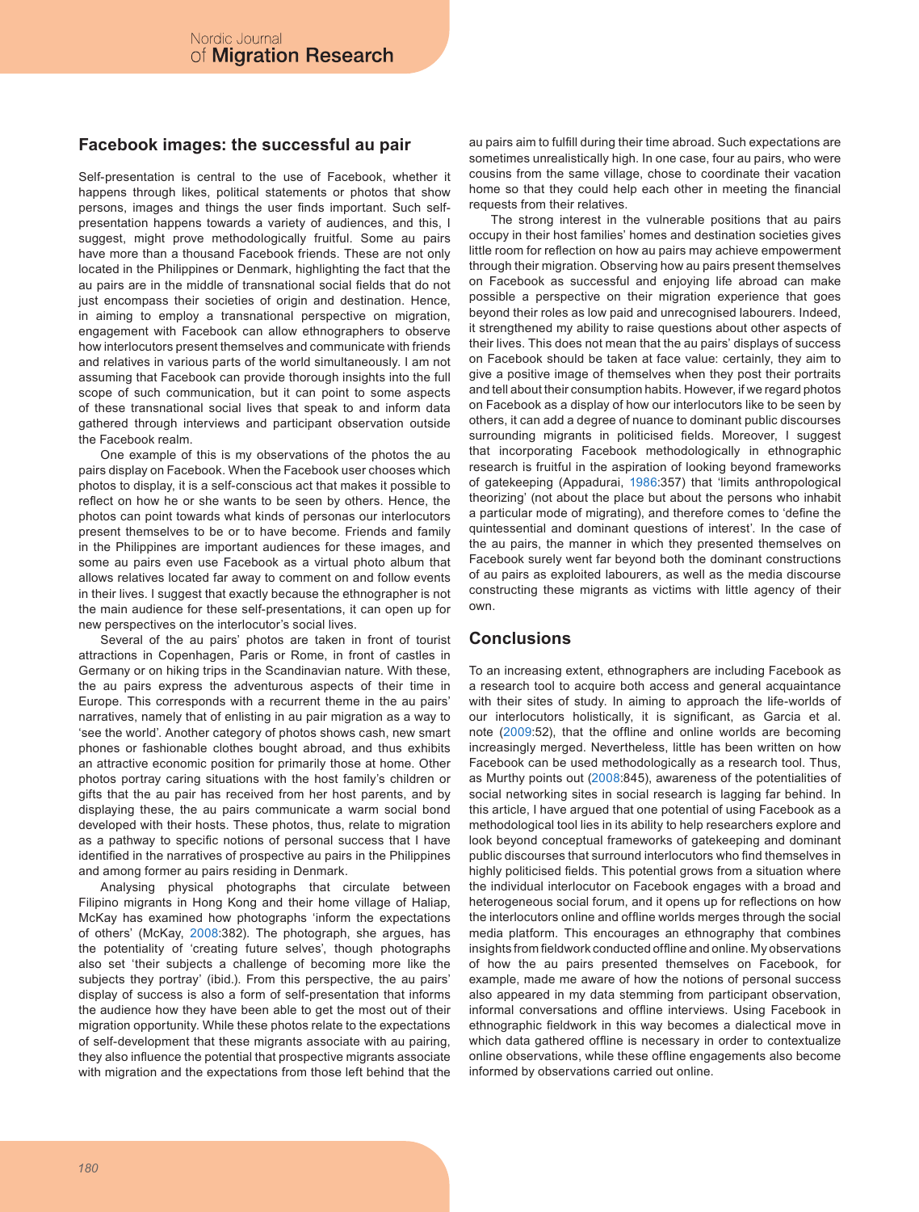## Facebook images: the successful au pair

Self-presentation is central to the use of Facebook, whether it happens through likes, political statements or photos that show persons, images and things the user finds important. Such self-presentation happens towards a variety of audiences, and this, I suggest, might prove methodologically fruitful. Some au pairs have more than a thousand Facebook friends. These are not only located in the Philippines or Denmark, highlighting the fact that the au pairs are in the middle of transnational social fields that do not just encompass their societies of origin and destination. Hence, in aiming to employ a transnational perspective on migration, engagement with Facebook can allow ethnographers to observe how interlocutors present themselves and communicate with friends and relatives in various parts of the world simultaneously. I am not assuming that Facebook can provide thorough insights into the full scope of such communication, but it can point to some aspects of these transnational social lives that speak to and inform data gathered through interviews and participant observation outside the Facebook realm.

One example of this is my observations of the photos the au pairs display on Facebook. When the Facebook user chooses which photos to display, it is a self-conscious act that makes it possible to reflect on how he or she wants to be seen by others. Hence, the photos can point towards what kinds of personas our interlocutors present themselves to be or to have become. Friends and family in the Philippines are important audiences for these images, and some au pairs even use Facebook as a virtual photo album that allows relatives located far away to comment on and follow events in their lives. I suggest that exactly because the ethnographer is not the main audience for these self-presentations, it can open up for new perspectives on the interlocutor's social lives.

Several of the au pairs' photos are taken in front of tourist attractions in Copenhagen, Paris or Rome, in front of castles in Germany or on hiking trips in the Scandinavian nature. With these, the au pairs express the adventurous aspects of their time in Europe. This corresponds with a recurrent theme in the au pairs' narratives, namely that of enlisting in au pair migration as a way to 'see the world'. Another category of photos shows cash, new smart phones or fashionable clothes bought abroad, and thus exhibits an attractive economic position for primarily those at home. Other photos portray caring situations with the host family's children or gifts that the au pair has received from her host parents, and by displaying these, the au pairs communicate a warm social bond developed with their hosts. These photos, thus, relate to migration as a pathway to specific notions of personal success that I have identified in the narratives of prospective au pairs in the Philippines and among former au pairs residing in Denmark.

Analysing physical photographs that circulate between Filipino migrants in Hong Kong and their home village of Haliap, McKay has examined how photographs 'inform the expectations of others' (McKay, 2008:382). The photograph, she argues, has the potentiality of 'creating future selves', though photographs also set 'their subjects a challenge of becoming more like the subjects they portray' (ibid.). From this perspective, the au pairs' display of success is also a form of self-presentation that informs the audience how they have been able to get the most out of their migration opportunity. While these photos relate to the expectations of self-development that these migrants associate with au pairing, they also influence the potential that prospective migrants associate with migration and the expectations from those left behind that the au pairs aim to fulfill during their time abroad. Such expectations are sometimes unrealistically high. In one case, four au pairs, who were cousins from the same village, chose to coordinate their vacation home so that they could help each other in meeting the financial requests from their relatives.

The strong interest in the vulnerable positions that au pairs occupy in their host families' homes and destination societies gives little room for reflection on how au pairs may achieve empowerment through their migration. Observing how au pairs present themselves on Facebook as successful and enjoying life abroad can make possible a perspective on their migration experience that goes beyond their roles as low paid and unrecognised labourers. Indeed, it strengthened my ability to raise questions about other aspects of their lives. This does not mean that the au pairs' displays of success on Facebook should be taken at face value: certainly, they aim to give a positive image of themselves when they post their portraits and tell about their consumption habits. However, if we regard photos on Facebook as a display of how our interlocutors like to be seen by others, it can add a degree of nuance to dominant public discourses surrounding migrants in politicised fields. Moreover, I suggest that incorporating Facebook methodologically in ethnographic research is fruitful in the aspiration of looking beyond frameworks of gatekeeping (Appadurai, 1986:357) that 'limits anthropological theorizing' (not about the place but about the persons who inhabit a particular mode of migrating), and therefore comes to 'define the quintessential and dominant questions of interest'. In the case of the au pairs, the manner in which they presented themselves on Facebook surely went far beyond both the dominant constructions of au pairs as exploited labourers, as well as the media discourse constructing these migrants as victims with little agency of their own.

## Conclusions

To an increasing extent, ethnographers are including Facebook as a research tool to acquire both access and general acquaintance with their sites of study. In aiming to approach the life-worlds of our interlocutors holistically, it is significant, as Garcia et al. note (2009:52), that the offline and online worlds are becoming increasingly merged. Nevertheless, little has been written on how Facebook can be used methodologically as a research tool. Thus, as Murthy points out (2008:845), awareness of the potentialities of social networking sites in social research is lagging far behind. In this article, I have argued that one potential of using Facebook as a methodological tool lies in its ability to help researchers explore and look beyond conceptual frameworks of gatekeeping and dominant public discourses that surround interlocutors who find themselves in highly politicised fields. This potential grows from a situation where the individual interlocutor on Facebook engages with a broad and heterogeneous social forum, and it opens up for reflections on how the interlocutors online and offline worlds merges through the social media platform. This encourages an ethnography that combines insights from fieldwork conducted offline and online. My observations of how the au pairs presented themselves on Facebook, for example, made me aware of how the notions of personal success also appeared in my data stemming from participant observation, informal conversations and offline interviews. Using Facebook in ethnographic fieldwork in this way becomes a dialectical move in which data gathered offline is necessary in order to contextualize online observations, while these offline engagements also become informed by observations carried out online.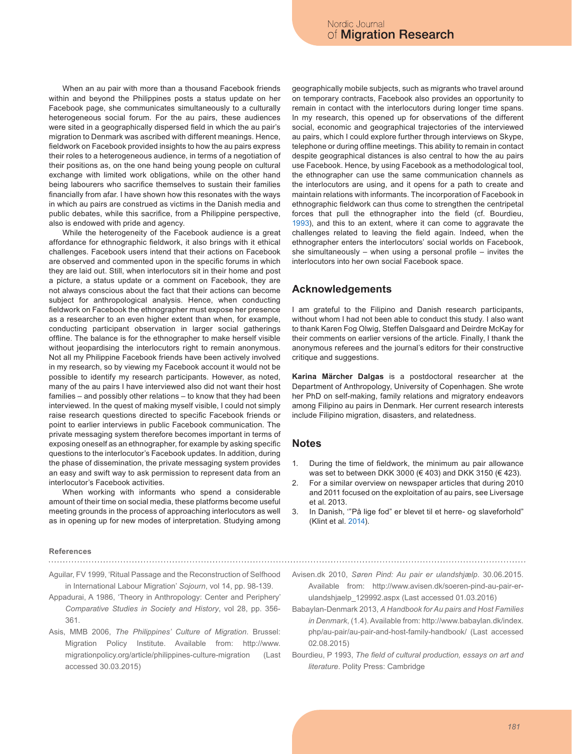When an au pair with more than a thousand Facebook friends within and beyond the Philippines posts a status update on her Facebook page, she communicates simultaneously to a culturally heterogeneous social forum. For the au pairs, these audiences were sited in a geographically dispersed field in which the au pair's migration to Denmark was ascribed with different meanings. Hence, fieldwork on Facebook provided insights to how the au pairs express their roles to a heterogeneous audience, in terms of a negotiation of their positions as, on the one hand being young people on cultural exchange with limited work obligations, while on the other hand being labourers who sacrifice themselves to sustain their families financially from afar. I have shown how this resonates with the ways in which au pairs are construed as victims in the Danish media and public debates, while this sacrifice, from a Philippine perspective, also is endowed with pride and agency.

While the heterogeneity of the Facebook audience is a great affordance for ethnographic fieldwork, it also brings with it ethical challenges. Facebook users intend that their actions on Facebook are observed and commented upon in the specific forums in which they are laid out. Still, when interlocutors sit in their home and post a picture, a status update or a comment on Facebook, they are not always conscious about the fact that their actions can become subject for anthropological analysis. Hence, when conducting fieldwork on Facebook the ethnographer must expose her presence as a researcher to an even higher extent than when, for example, conducting participant observation in larger social gatherings offline. The balance is for the ethnographer to make herself visible without jeopardising the interlocutors right to remain anonymous. Not all my Philippine Facebook friends have been actively involved in my research, so by viewing my Facebook account it would not be possible to identify my research participants. However, as noted, many of the au pairs I have interviewed also did not want their host families – and possibly other relations – to know that they had been interviewed. In the quest of making myself visible, I could not simply raise research questions directed to specific Facebook friends or point to earlier interviews in public Facebook communication. The private messaging system therefore becomes important in terms of exposing oneself as an ethnographer, for example by asking specific questions to the interlocutor's Facebook updates. In addition, during the phase of dissemination, the private messaging system provides an easy and swift way to ask permission to represent data from an interlocutor's Facebook activities.

When working with informants who spend a considerable amount of their time on social media, these platforms become useful meeting grounds in the process of approaching interlocutors as well as in opening up for new modes of interpretation. Studying among geographically mobile subjects, such as migrants who travel around on temporary contracts, Facebook also provides an opportunity to remain in contact with the interlocutors during longer time spans. In my research, this opened up for observations of the different social, economic and geographical trajectories of the interviewed au pairs, which I could explore further through interviews on Skype, telephone or during offline meetings. This ability to remain in contact despite geographical distances is also central to how the au pairs use Facebook. Hence, by using Facebook as a methodological tool, the ethnographer can use the same communication channels as the interlocutors are using, and it opens for a path to create and maintain relations with informants. The incorporation of Facebook in ethnographic fieldwork can thus come to strengthen the centripetal forces that pull the ethnographer into the field (cf. Bourdieu, 1993), and this to an extent, where it can come to aggravate the challenges related to leaving the field again. Indeed, when the ethnographer enters the interlocutors' social worlds on Facebook, she simultaneously – when using a personal profile – invites the interlocutors into her own social Facebook space.

## Acknowledgements

I am grateful to the Filipino and Danish research participants, without whom I had not been able to conduct this study. I also want to thank Karen Fog Olwig, Steffen Dalsgaard and Deirdre McKay for their comments on earlier versions of the article. Finally, I thank the anonymous referees and the journal's editors for their constructive critique and suggestions.

**Karina Märcher Dalgas** is a postdoctoral researcher at the Department of Anthropology, University of Copenhagen. She wrote her PhD on self-making, family relations and migratory endeavors among Filipino au pairs in Denmark. Her current research interests include Filipino migration, disasters, and relatedness.

## Notes

1. During the time of fieldwork, the minimum au pair allowance was set to between DKK 3000 (€ 403) and DKK 3150 (€ 423).
2. For a similar overview on newspaper articles that during 2010 and 2011 focused on the exploitation of au pairs, see Liversage et al. 2013.
3. In Danish, '"På lige fod" er blevet til et herre- og slaveforhold" (Klint et al. 2014).

## References

Aguilar, FV 1999, 'Ritual Passage and the Reconstruction of Selfhood in International Labour Migration' *Sojourn*, vol 14, pp. 98-139.

Appadurai, A 1986, 'Theory in Anthropology: Center and Periphery' *Comparative Studies in Society and History*, vol 28, pp. 356-361.

Asis, MMB 2006, *The Philippines' Culture of Migration*. Brussel: Migration Policy Institute. Available from: http://www.migrationpolicy.org/article/philippines-culture-migration (Last accessed 30.03.2015)

Avisen.dk 2010, *Søren Pind: Au pair er ulandshjælp*. 30.06.2015. Available from: http://www.avisen.dk/soeren-pind-au-pair-er-ulandshjaelp_129992.aspx (Last accessed 01.03.2016)

Babaylan-Denmark 2013, *A Handbook for Au pairs and Host Families in Denmark*, (1.4). Available from: http://www.babaylan.dk/index.php/au-pair/au-pair-and-host-family-handbook/ (Last accessed 02.08.2015)

Bourdieu, P 1993, *The field of cultural production, essays on art and literature*. Polity Press: Cambridge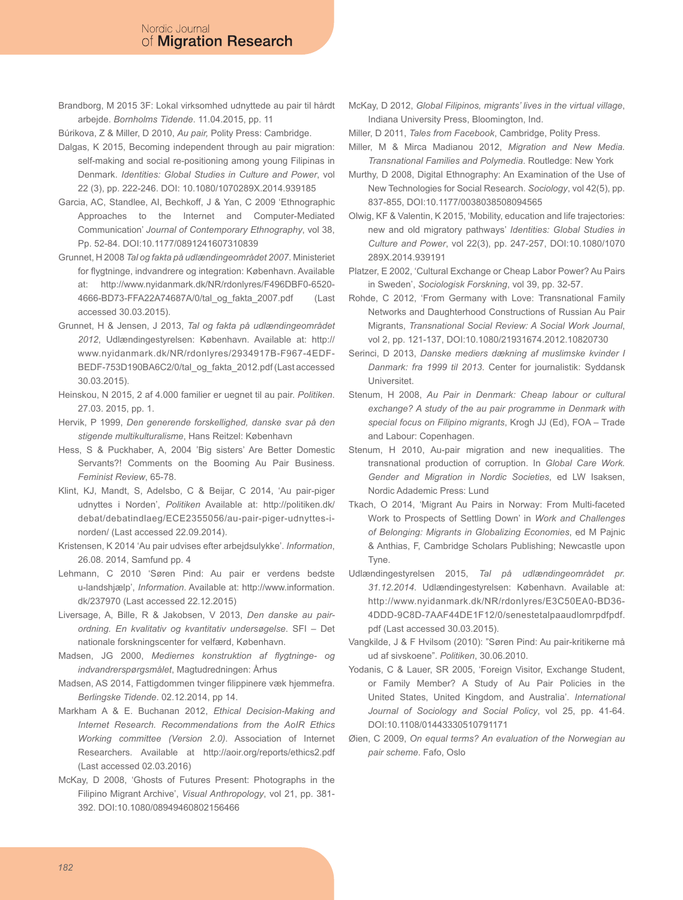Brandborg, M 2015 3F: Lokal virksomhed udnyttede au pair til hårdt arbejde. *Bornholms Tidende*. 11.04.2015, pp. 11

Búrikova, Z & Miller, D 2010, *Au pair,* Polity Press: Cambridge.

Dalgas, K 2015, Becoming independent through au pair migration: self-making and social re-positioning among young Filipinas in Denmark. *Identities: Global Studies in Culture and Power*, vol 22 (3), pp. 222-246. DOI: 10.1080/1070289X.2014.939185

Garcia, AC, Standlee, AI, Bechkoff, J & Yan, C 2009 'Ethnographic Approaches to the Internet and Computer-Mediated Communication' *Journal of Contemporary Ethnography*, vol 38, Pp. 52-84. DOI:10.1177/0891241607310839

Grunnet, H 2008 *Tal og fakta på udlændingeområdet 2007*. Ministeriet for flygtninge, indvandrere og integration: København. Available at: http://www.nyidanmark.dk/NR/rdonlyres/F496DBF0-6520-4666-BD73-FFA22A74687A/0/tal_og_fakta_2007.pdf (Last accessed 30.03.2015).

Grunnet, H & Jensen, J 2013, *Tal og fakta på udlændingeområdet 2012*, Udlændingestyrelsen: København. Available at: http://www.nyidanmark.dk/NR/rdonlyres/2934917B-F967-4EDF-BEDF-753D190BA6C2/0/tal_og_fakta_2012.pdf (Last accessed 30.03.2015).

Heinskou, N 2015, 2 af 4.000 familier er uegnet til au pair. *Politiken*. 27.03. 2015, pp. 1.

Hervik, P 1999, *Den generende forskellighed, danske svar på den stigende multikulturalisme*, Hans Reitzel: København

Hess, S & Puckhaber, A, 2004 'Big sisters' Are Better Domestic Servants?! Comments on the Booming Au Pair Business. *Feminist Review*, 65-78.

Klint, KJ, Mandt, S, Adelsbo, C & Beijar, C 2014, 'Au pair-piger udnyttes i Norden', *Politiken* Available at: http://politiken.dk/debat/debatindlaeg/ECE2355056/au-pair-piger-udnyttes-i-norden/ (Last accessed 22.09.2014).

Kristensen, K 2014 'Au pair udvises efter arbejdsulykke'. *Information*, 26.08. 2014, Samfund pp. 4

Lehmann, C 2010 'Søren Pind: Au pair er verdens bedste u-landshjælp', *Information*. Available at: http://www.information.dk/237970 (Last accessed 22.12.2015)

Liversage, A, Bille, R & Jakobsen, V 2013, *Den danske au pair-ordning. En kvalitativ og kvantitativ undersøgelse*. SFI – Det nationale forskningscenter for velfærd, København.

Madsen, JG 2000, *Mediernes konstruktion af flygtninge- og indvandrerspørgsmålet*, Magtudredningen: Århus

Madsen, AS 2014, Fattigdommen tvinger filippinere væk hjemmefra. *Berlingske Tidende*. 02.12.2014, pp 14.

Markham A & E. Buchanan 2012, *Ethical Decision-Making and Internet Research. Recommendations from the AoIR Ethics Working committee (Version 2.0)*. Association of Internet Researchers. Available at http://aoir.org/reports/ethics2.pdf (Last accessed 02.03.2016)

McKay, D 2008, 'Ghosts of Futures Present: Photographs in the Filipino Migrant Archive', *Visual Anthropology*, vol 21, pp. 381-392. DOI:10.1080/08949460802156466

McKay, D 2012, *Global Filipinos, migrants' lives in the virtual village*, Indiana University Press, Bloomington, Ind.

Miller, D 2011, *Tales from Facebook*, Cambridge, Polity Press.

Miller, M & Mirca Madianou 2012, *Migration and New Media. Transnational Families and Polymedia*. Routledge: New York

Murthy, D 2008, Digital Ethnography: An Examination of the Use of New Technologies for Social Research. *Sociology*, vol 42(5), pp. 837-855, DOI:10.1177/0038038508094565

Olwig, KF & Valentin, K 2015, 'Mobility, education and life trajectories: new and old migratory pathways' *Identities: Global Studies in Culture and Power*, vol 22(3), pp. 247-257, DOI:10.1080/1070289X.2014.939191

Platzer, E 2002, 'Cultural Exchange or Cheap Labor Power? Au Pairs in Sweden', *Sociologisk Forskning*, vol 39, pp. 32-57.

Rohde, C 2012, 'From Germany with Love: Transnational Family Networks and Daughterhood Constructions of Russian Au Pair Migrants, *Transnational Social Review: A Social Work Journal*, vol 2, pp. 121-137, DOI:10.1080/21931674.2012.10820730

Serinci, D 2013, *Danske mediers dækning af muslimske kvinder I Danmark: fra 1999 til 2013*. Center for journalistik: Syddansk Universitet.

Stenum, H 2008, *Au Pair in Denmark: Cheap labour or cultural exchange? A study of the au pair programme in Denmark with special focus on Filipino migrants*, Krogh JJ (Ed), FOA – Trade and Labour: Copenhagen.

Stenum, H 2010, Au-pair migration and new inequalities. The transnational production of corruption. In *Global Care Work. Gender and Migration in Nordic Societies*, ed LW Isaksen, Nordic Adademic Press: Lund

Tkach, O 2014, 'Migrant Au Pairs in Norway: From Multi-faceted Work to Prospects of Settling Down' in *Work and Challenges of Belonging: Migrants in Globalizing Economies*, ed M Pajnic & Anthias, F, Cambridge Scholars Publishing; Newcastle upon Tyne.

Udlændingestyrelsen 2015, *Tal på udlændingeområdet pr. 31.12.2014*. Udlændingestyrelsen: København. Available at: http://www.nyidanmark.dk/NR/rdonlyres/E3C50EA0-BD36-4DDD-9C8D-7AAF44DE1F12/0/senestetalpaaudlomrpdfpdf.pdf (Last accessed 30.03.2015).

Vangkilde, J & F Hvilsom (2010): "Søren Pind: Au pair-kritikerne må ud af sivskoene". *Politiken*, 30.06.2010.

Yodanis, C & Lauer, SR 2005, 'Foreign Visitor, Exchange Student, or Family Member? A Study of Au Pair Policies in the United States, United Kingdom, and Australia'. *International Journal of Sociology and Social Policy*, vol 25, pp. 41-64. DOI:10.1108/01443330510791171

Øien, C 2009, *On equal terms? An evaluation of the Norwegian au pair scheme*. Fafo, Oslo